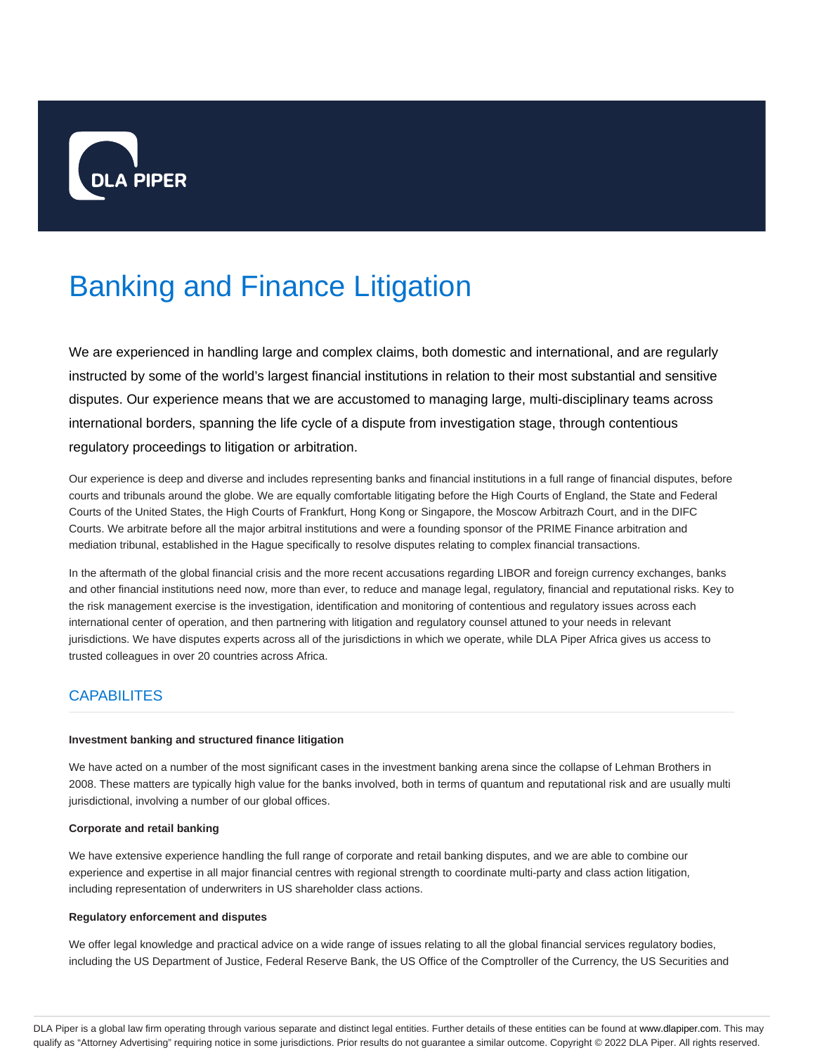DLA PIPER

# Banking and Finance Litigation

We are experienced in handling large and complex claims, both domestic and international, and are regularly instructed by some of the world's largest financial institutions in relation to their most substantial and sensitive disputes. Our experience means that we are accustomed to managing large, multi-disciplinary teams across international borders, spanning the life cycle of a dispute from investigation stage, through contentious regulatory proceedings to litigation or arbitration.

Our experience is deep and diverse and includes representing banks and financial institutions in a full range of financial disputes, before courts and tribunals around the globe. We are equally comfortable litigating before the High Courts of England, the State and Federal Courts of the United States, the High Courts of Frankfurt, Hong Kong or Singapore, the Moscow Arbitrazh Court, and in the DIFC Courts. We arbitrate before all the major arbitral institutions and were a founding sponsor of the PRIME Finance arbitration and mediation tribunal, established in the Hague specifically to resolve disputes relating to complex financial transactions.

In the aftermath of the global financial crisis and the more recent accusations regarding LIBOR and foreign currency exchanges, banks and other financial institutions need now, more than ever, to reduce and manage legal, regulatory, financial and reputational risks. Key to the risk management exercise is the investigation, identification and monitoring of contentious and regulatory issues across each international center of operation, and then partnering with litigation and regulatory counsel attuned to your needs in relevant jurisdictions. We have disputes experts across all of the jurisdictions in which we operate, while DLA Piper Africa gives us access to trusted colleagues in over 20 countries across Africa.

## CAPABILITES

**Investment banking and structured finance litigation**

We have acted on a number of the most significant cases in the investment banking arena since the collapse of Lehman Brothers in 2008. These matters are typically high value for the banks involved, both in terms of quantum and reputational risk and are usually multi jurisdictional, involving a number of our global offices.

**Corporate and retail banking**

We have extensive experience handling the full range of corporate and retail banking disputes, and we are able to combine our experience and expertise in all major financial centres with regional strength to coordinate multi-party and class action litigation, including representation of underwriters in US shareholder class actions.

**Regulatory enforcement and disputes**

We offer legal knowledge and practical advice on a wide range of issues relating to all the global financial services regulatory bodies, including the US Department of Justice, Federal Reserve Bank, the US Office of the Comptroller of the Currency, the US Securities and

DLA Piper is a global law firm operating through various separate and distinct legal entities. Further details of these entities can be found at www.dlapiper.com. This may qualify as "Attorney Advertising" requiring notice in some jurisdictions. Prior results do not guarantee a similar outcome. Copyright © 2022 DLA Piper. All rights reserved.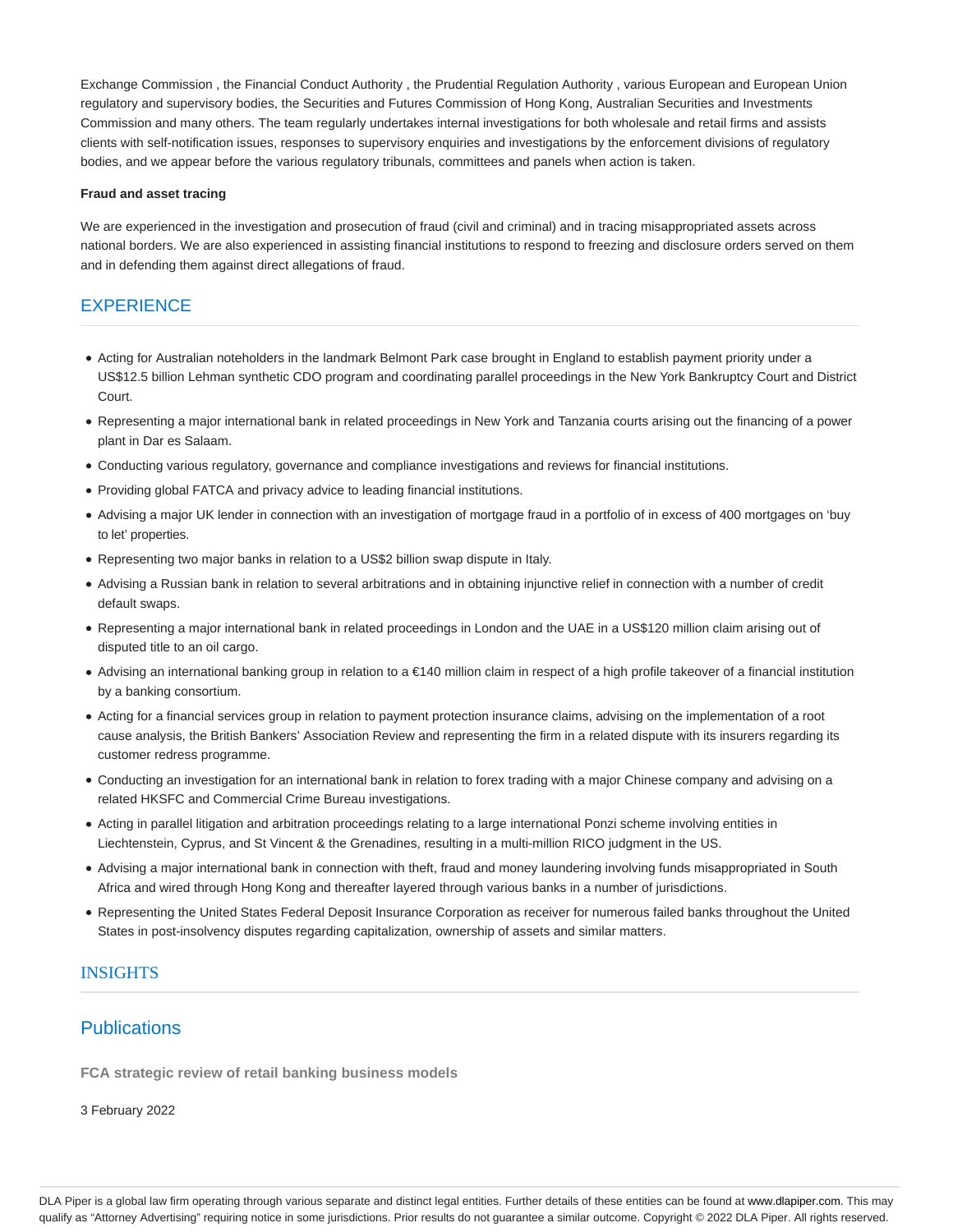Exchange Commission , the Financial Conduct Authority , the Prudential Regulation Authority , various European and European Union regulatory and supervisory bodies, the Securities and Futures Commission of Hong Kong, Australian Securities and Investments Commission and many others. The team regularly undertakes internal investigations for both wholesale and retail firms and assists clients with self-notification issues, responses to supervisory enquiries and investigations by the enforcement divisions of regulatory bodies, and we appear before the various regulatory tribunals, committees and panels when action is taken.

**Fraud and asset tracing**

We are experienced in the investigation and prosecution of fraud (civil and criminal) and in tracing misappropriated assets across national borders. We are also experienced in assisting financial institutions to respond to freezing and disclosure orders served on them and in defending them against direct allegations of fraud.

## EXPERIENCE

- Acting for Australian noteholders in the landmark Belmont Park case brought in England to establish payment priority under a US$12.5 billion Lehman synthetic CDO program and coordinating parallel proceedings in the New York Bankruptcy Court and District Court.
- Representing a major international bank in related proceedings in New York and Tanzania courts arising out the financing of a power plant in Dar es Salaam.
- Conducting various regulatory, governance and compliance investigations and reviews for financial institutions.
- Providing global FATCA and privacy advice to leading financial institutions.
- Advising a major UK lender in connection with an investigation of mortgage fraud in a portfolio of in excess of 400 mortgages on 'buy to let' properties.
- Representing two major banks in relation to a US$2 billion swap dispute in Italy.
- Advising a Russian bank in relation to several arbitrations and in obtaining injunctive relief in connection with a number of credit default swaps.
- Representing a major international bank in related proceedings in London and the UAE in a US$120 million claim arising out of disputed title to an oil cargo.
- Advising an international banking group in relation to a €140 million claim in respect of a high profile takeover of a financial institution by a banking consortium.
- Acting for a financial services group in relation to payment protection insurance claims, advising on the implementation of a root cause analysis, the British Bankers' Association Review and representing the firm in a related dispute with its insurers regarding its customer redress programme.
- Conducting an investigation for an international bank in relation to forex trading with a major Chinese company and advising on a related HKSFC and Commercial Crime Bureau investigations.
- Acting in parallel litigation and arbitration proceedings relating to a large international Ponzi scheme involving entities in Liechtenstein, Cyprus, and St Vincent & the Grenadines, resulting in a multi-million RICO judgment in the US.
- Advising a major international bank in connection with theft, fraud and money laundering involving funds misappropriated in South Africa and wired through Hong Kong and thereafter layered through various banks in a number of jurisdictions.
- Representing the United States Federal Deposit Insurance Corporation as receiver for numerous failed banks throughout the United States in post-insolvency disputes regarding capitalization, ownership of assets and similar matters.

## INSIGHTS

## Publications

**FCA strategic review of retail banking business models**

3 February 2022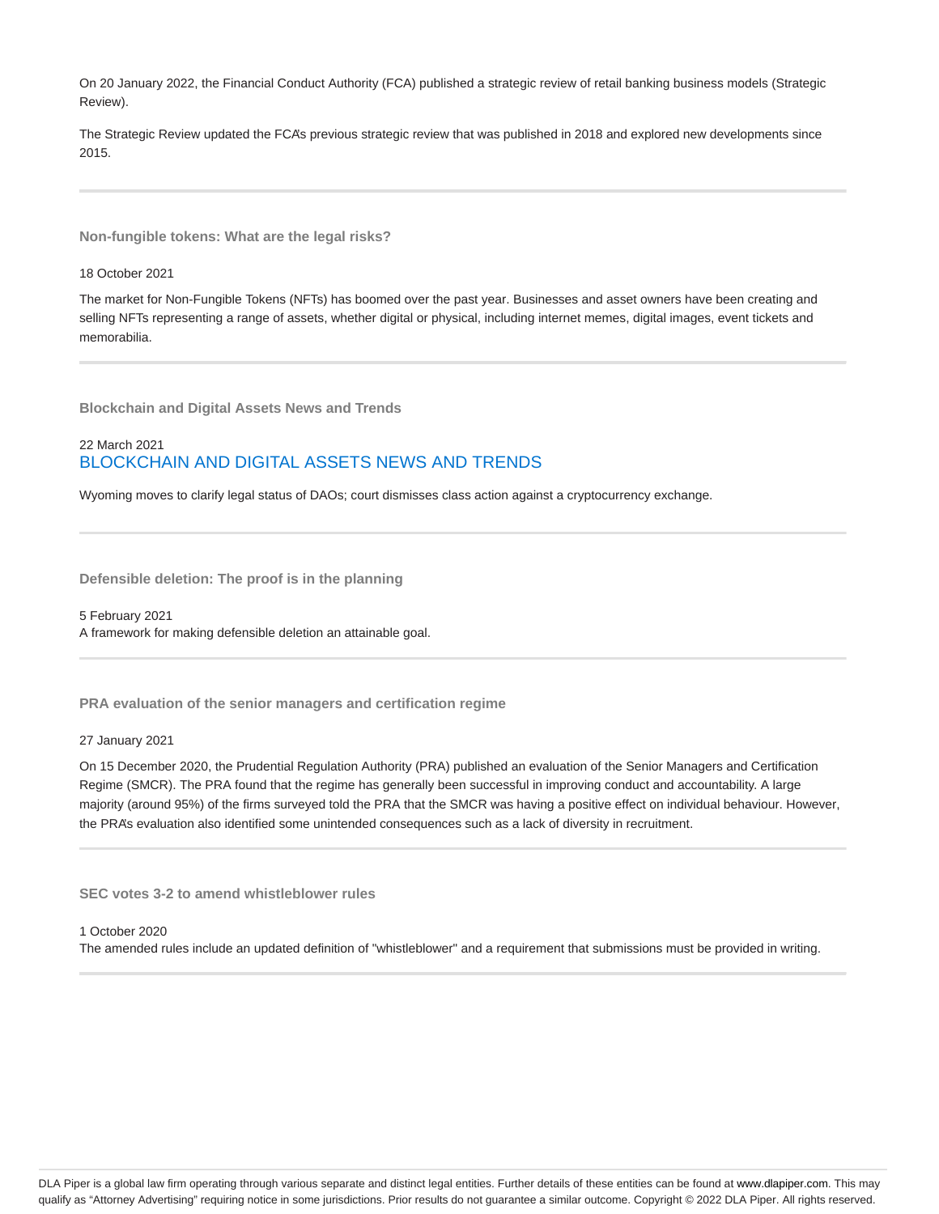On 20 January 2022, the Financial Conduct Authority (FCA) published a strategic review of retail banking business models (Strategic Review).

The Strategic Review updated the FCA's previous strategic review that was published in 2018 and explored new developments since 2015.

---

### Non-fungible tokens: What are the legal risks?

18 October 2021

The market for Non-Fungible Tokens (NFTs) has boomed over the past year. Businesses and asset owners have been creating and selling NFTs representing a range of assets, whether digital or physical, including internet memes, digital images, event tickets and memorabilia.

---

### Blockchain and Digital Assets News and Trends

22 March 2021

BLOCKCHAIN AND DIGITAL ASSETS NEWS AND TRENDS

Wyoming moves to clarify legal status of DAOs; court dismisses class action against a cryptocurrency exchange.

---

### Defensible deletion: The proof is in the planning

5 February 2021

A framework for making defensible deletion an attainable goal.

---

### PRA evaluation of the senior managers and certification regime

27 January 2021

On 15 December 2020, the Prudential Regulation Authority (PRA) published an evaluation of the Senior Managers and Certification Regime (SMCR). The PRA found that the regime has generally been successful in improving conduct and accountability. A large majority (around 95%) of the firms surveyed told the PRA that the SMCR was having a positive effect on individual behaviour. However, the PRA's evaluation also identified some unintended consequences such as a lack of diversity in recruitment.

---

### SEC votes 3-2 to amend whistleblower rules

1 October 2020

The amended rules include an updated definition of "whistleblower" and a requirement that submissions must be provided in writing.

---

DLA Piper is a global law firm operating through various separate and distinct legal entities. Further details of these entities can be found at www.dlapiper.com. This may qualify as "Attorney Advertising" requiring notice in some jurisdictions. Prior results do not guarantee a similar outcome. Copyright © 2022 DLA Piper. All rights reserved.